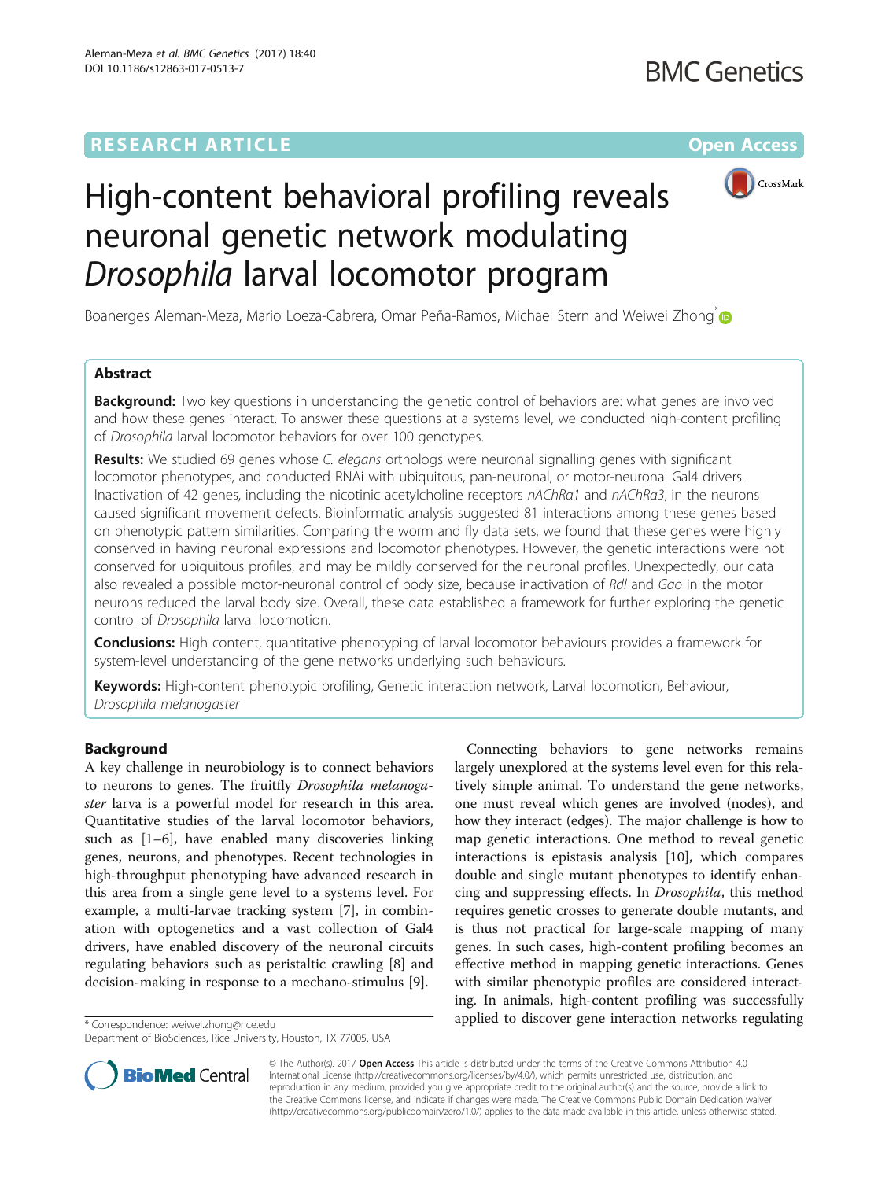RESEARCH ARTICLE

Open Access

# High-content behavioral profiling reveals neuronal genetic network modulating *Drosophila* larval locomotor program

Boanerges Aleman-Meza, Mario Loeza-Cabrera, Omar Peña-Ramos, Michael Stern and Weiwei Zhong*

## Abstract

**Background:** Two key questions in understanding the genetic control of behaviors are: what genes are involved and how these genes interact. To answer these questions at a systems level, we conducted high-content profiling of *Drosophila* larval locomotor behaviors for over 100 genotypes.

**Results:** We studied 69 genes whose *C. elegans* orthologs were neuronal signalling genes with significant locomotor phenotypes, and conducted RNAi with ubiquitous, pan-neuronal, or motor-neuronal Gal4 drivers. Inactivation of 42 genes, including the nicotinic acetylcholine receptors *nAChRa1* and *nAChRa3*, in the neurons caused significant movement defects. Bioinformatic analysis suggested 81 interactions among these genes based on phenotypic pattern similarities. Comparing the worm and fly data sets, we found that these genes were highly conserved in having neuronal expressions and locomotor phenotypes. However, the genetic interactions were not conserved for ubiquitous profiles, and may be mildly conserved for the neuronal profiles. Unexpectedly, our data also revealed a possible motor-neuronal control of body size, because inactivation of *Rdl* and *Gao* in the motor neurons reduced the larval body size. Overall, these data established a framework for further exploring the genetic control of *Drosophila* larval locomotion.

**Conclusions:** High content, quantitative phenotyping of larval locomotor behaviours provides a framework for system-level understanding of the gene networks underlying such behaviours.

**Keywords:** High-content phenotypic profiling, Genetic interaction network, Larval locomotion, Behaviour, *Drosophila melanogaster*

## Background

A key challenge in neurobiology is to connect behaviors to neurons to genes. The fruitfly *Drosophila melanogaster* larva is a powerful model for research in this area. Quantitative studies of the larval locomotor behaviors, such as [1–6], have enabled many discoveries linking genes, neurons, and phenotypes. Recent technologies in high-throughput phenotyping have advanced research in this area from a single gene level to a systems level. For example, a multi-larvae tracking system [7], in combination with optogenetics and a vast collection of Gal4 drivers, have enabled discovery of the neuronal circuits regulating behaviors such as peristaltic crawling [8] and decision-making in response to a mechano-stimulus [9].

Connecting behaviors to gene networks remains largely unexplored at the systems level even for this relatively simple animal. To understand the gene networks, one must reveal which genes are involved (nodes), and how they interact (edges). The major challenge is how to map genetic interactions. One method to reveal genetic interactions is epistasis analysis [10], which compares double and single mutant phenotypes to identify enhancing and suppressing effects. In *Drosophila*, this method requires genetic crosses to generate double mutants, and is thus not practical for large-scale mapping of many genes. In such cases, high-content profiling becomes an effective method in mapping genetic interactions. Genes with similar phenotypic profiles are considered interacting. In animals, high-content profiling was successfully applied to discover gene interaction networks regulating

* Correspondence: weiwei.zhong@rice.edu
Department of BioSciences, Rice University, Houston, TX 77005, USA

© The Author(s). 2017 **Open Access** This article is distributed under the terms of the Creative Commons Attribution 4.0 International License (http://creativecommons.org/licenses/by/4.0/), which permits unrestricted use, distribution, and reproduction in any medium, provided you give appropriate credit to the original author(s) and the source, provide a link to the Creative Commons license, and indicate if changes were made. The Creative Commons Public Domain Dedication waiver (http://creativecommons.org/publicdomain/zero/1.0/) applies to the data made available in this article, unless otherwise stated.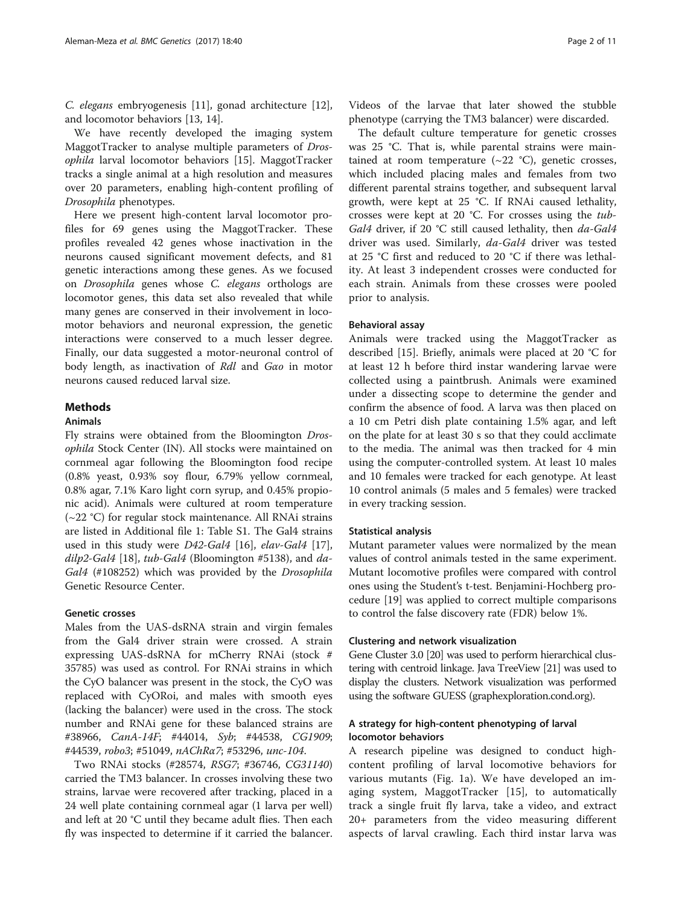*C. elegans* embryogenesis [11], gonad architecture [12], and locomotor behaviors [13, 14].

We have recently developed the imaging system MaggotTracker to analyse multiple parameters of *Drosophila* larval locomotor behaviors [15]. MaggotTracker tracks a single animal at a high resolution and measures over 20 parameters, enabling high-content profiling of *Drosophila* phenotypes.

Here we present high-content larval locomotor profiles for 69 genes using the MaggotTracker. These profiles revealed 42 genes whose inactivation in the neurons caused significant movement defects, and 81 genetic interactions among these genes. As we focused on *Drosophila* genes whose *C. elegans* orthologs are locomotor genes, this data set also revealed that while many genes are conserved in their involvement in locomotor behaviors and neuronal expression, the genetic interactions were conserved to a much lesser degree. Finally, our data suggested a motor-neuronal control of body length, as inactivation of *Rdl* and *Gαo* in motor neurons caused reduced larval size.

## Methods

### Animals

Fly strains were obtained from the Bloomington *Drosophila* Stock Center (IN). All stocks were maintained on cornmeal agar following the Bloomington food recipe (0.8% yeast, 0.93% soy flour, 6.79% yellow cornmeal, 0.8% agar, 7.1% Karo light corn syrup, and 0.45% propionic acid). Animals were cultured at room temperature (~22 °C) for regular stock maintenance. All RNAi strains are listed in Additional file 1: Table S1. The Gal4 strains used in this study were *D42-Gal4* [16], *elav-Gal4* [17], *dilp2-Gal4* [18], *tub-Gal4* (Bloomington #5138), and *da-Gal4* (#108252) which was provided by the *Drosophila* Genetic Resource Center.

### Genetic crosses

Males from the UAS-dsRNA strain and virgin females from the Gal4 driver strain were crossed. A strain expressing UAS-dsRNA for mCherry RNAi (stock # 35785) was used as control. For RNAi strains in which the CyO balancer was present in the stock, the CyO was replaced with CyORoi, and males with smooth eyes (lacking the balancer) were used in the cross. The stock number and RNAi gene for these balanced strains are #38966, *CanA-14F*; #44014, *Syb*; #44538, *CG1909*; #44539, *robo3*; #51049, *nAChRα7*; #53296, *unc-104*.

Two RNAi stocks (#28574, *RSG7*; #36746, *CG31140*) carried the TM3 balancer. In crosses involving these two strains, larvae were recovered after tracking, placed in a 24 well plate containing cornmeal agar (1 larva per well) and left at 20 °C until they became adult flies. Then each fly was inspected to determine if it carried the balancer. Videos of the larvae that later showed the stubble phenotype (carrying the TM3 balancer) were discarded.

The default culture temperature for genetic crosses was 25 °C. That is, while parental strains were maintained at room temperature (~22 °C), genetic crosses, which included placing males and females from two different parental strains together, and subsequent larval growth, were kept at 25 °C. If RNAi caused lethality, crosses were kept at 20 °C. For crosses using the *tub-Gal4* driver, if 20 °C still caused lethality, then *da-Gal4* driver was used. Similarly, *da-Gal4* driver was tested at 25 °C first and reduced to 20 °C if there was lethality. At least 3 independent crosses were conducted for each strain. Animals from these crosses were pooled prior to analysis.

### Behavioral assay

Animals were tracked using the MaggotTracker as described [15]. Briefly, animals were placed at 20 °C for at least 12 h before third instar wandering larvae were collected using a paintbrush. Animals were examined under a dissecting scope to determine the gender and confirm the absence of food. A larva was then placed on a 10 cm Petri dish plate containing 1.5% agar, and left on the plate for at least 30 s so that they could acclimate to the media. The animal was then tracked for 4 min using the computer-controlled system. At least 10 males and 10 females were tracked for each genotype. At least 10 control animals (5 males and 5 females) were tracked in every tracking session.

### Statistical analysis

Mutant parameter values were normalized by the mean values of control animals tested in the same experiment. Mutant locomotive profiles were compared with control ones using the Student's t-test. Benjamini-Hochberg procedure [19] was applied to correct multiple comparisons to control the false discovery rate (FDR) below 1%.

### Clustering and network visualization

Gene Cluster 3.0 [20] was used to perform hierarchical clustering with centroid linkage. Java TreeView [21] was used to display the clusters. Network visualization was performed using the software GUESS (graphexploration.cond.org).

### A strategy for high-content phenotyping of larval locomotor behaviors

A research pipeline was designed to conduct high-content profiling of larval locomotive behaviors for various mutants (Fig. 1a). We have developed an imaging system, MaggotTracker [15], to automatically track a single fruit fly larva, take a video, and extract 20+ parameters from the video measuring different aspects of larval crawling. Each third instar larva was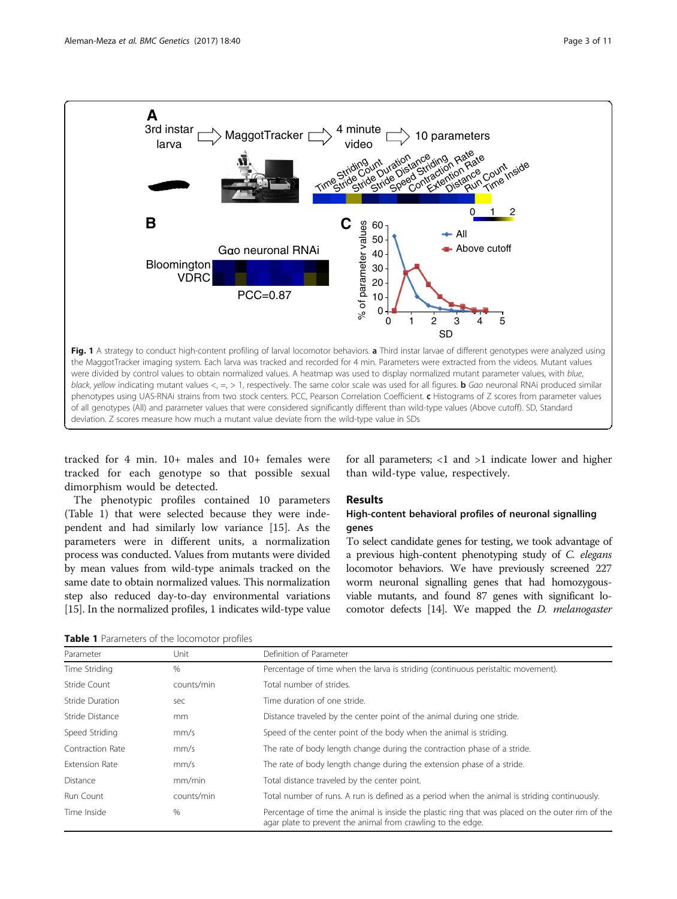**Fig. 1** A strategy to conduct high-content profiling of larval locomotor behaviors. **a** Third instar larvae of different genotypes were analyzed using the MaggotTracker imaging system. Each larva was tracked and recorded for 4 min. Parameters were extracted from the videos. Mutant values were divided by control values to obtain normalized values. A heatmap was used to display normalized mutant parameter values, with *blue*, *black*, *yellow* indicating mutant values <, =, > 1, respectively. The same color scale was used for all figures. **b** *Gαo* neuronal RNAi produced similar phenotypes using UAS-RNAi strains from two stock centers. PCC, Pearson Correlation Coefficient. **c** Histograms of Z scores from parameter values of all genotypes (All) and parameter values that were considered significantly different than wild-type values (Above cutoff). SD, Standard deviation. Z scores measure how much a mutant value deviate from the wild-type value in SDs

tracked for 4 min. 10+ males and 10+ females were tracked for each genotype so that possible sexual dimorphism would be detected.

The phenotypic profiles contained 10 parameters (Table 1) that were selected because they were independent and had similarly low variance [15]. As the parameters were in different units, a normalization process was conducted. Values from mutants were divided by mean values from wild-type animals tracked on the same date to obtain normalized values. This normalization step also reduced day-to-day environmental variations [15]. In the normalized profiles, 1 indicates wild-type value for all parameters; <1 and >1 indicate lower and higher than wild-type value, respectively.

## Results

### High-content behavioral profiles of neuronal signalling genes

To select candidate genes for testing, we took advantage of a previous high-content phenotyping study of *C. elegans* locomotor behaviors. We have previously screened 227 worm neuronal signalling genes that had homozygous-viable mutants, and found 87 genes with significant locomotor defects [14]. We mapped the *D. melanogaster*

**Table 1** Parameters of the locomotor profiles

| Parameter | Unit | Definition of Parameter |
|---|---|---|
| Time Striding | % | Percentage of time when the larva is striding (continuous peristaltic movement). |
| Stride Count | counts/min | Total number of strides. |
| Stride Duration | sec | Time duration of one stride. |
| Stride Distance | mm | Distance traveled by the center point of the animal during one stride. |
| Speed Striding | mm/s | Speed of the center point of the body when the animal is striding. |
| Contraction Rate | mm/s | The rate of body length change during the contraction phase of a stride. |
| Extension Rate | mm/s | The rate of body length change during the extension phase of a stride. |
| Distance | mm/min | Total distance traveled by the center point. |
| Run Count | counts/min | Total number of runs. A run is defined as a period when the animal is striding continuously. |
| Time Inside | % | Percentage of time the animal is inside the plastic ring that was placed on the outer rim of the agar plate to prevent the animal from crawling to the edge. |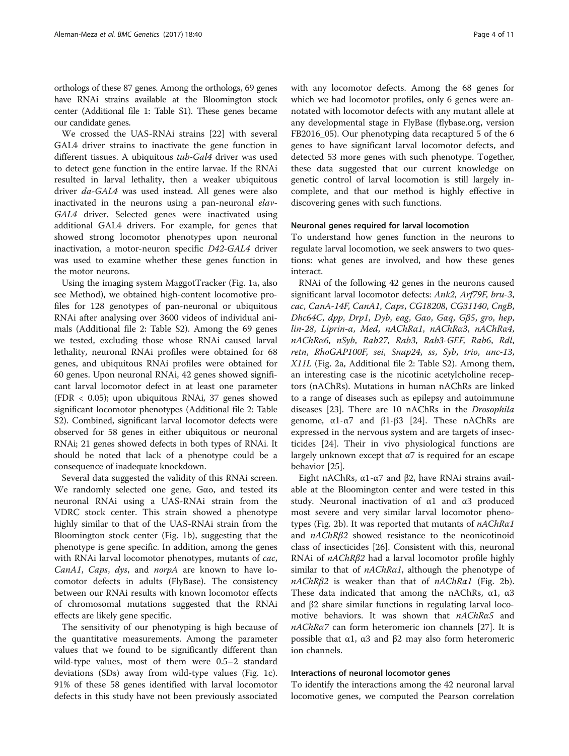orthologs of these 87 genes. Among the orthologs, 69 genes have RNAi strains available at the Bloomington stock center (Additional file 1: Table S1). These genes became our candidate genes.

We crossed the UAS-RNAi strains [22] with several GAL4 driver strains to inactivate the gene function in different tissues. A ubiquitous *tub-Gal4* driver was used to detect gene function in the entire larvae. If the RNAi resulted in larval lethality, then a weaker ubiquitous driver *da-GAL4* was used instead. All genes were also inactivated in the neurons using a pan-neuronal *elav-GAL4* driver. Selected genes were inactivated using additional GAL4 drivers. For example, for genes that showed strong locomotor phenotypes upon neuronal inactivation, a motor-neuron specific *D42-GAL4* driver was used to examine whether these genes function in the motor neurons.

Using the imaging system MaggotTracker (Fig. 1a, also see Method), we obtained high-content locomotive profiles for 128 genotypes of pan-neuronal or ubiquitous RNAi after analysing over 3600 videos of individual animals (Additional file 2: Table S2). Among the 69 genes we tested, excluding those whose RNAi caused larval lethality, neuronal RNAi profiles were obtained for 68 genes, and ubiquitous RNAi profiles were obtained for 60 genes. Upon neuronal RNAi, 42 genes showed significant larval locomotor defect in at least one parameter (FDR $< 0.05$); upon ubiquitous RNAi, 37 genes showed significant locomotor phenotypes (Additional file 2: Table S2). Combined, significant larval locomotor defects were observed for 58 genes in either ubiquitous or neuronal RNAi; 21 genes showed defects in both types of RNAi. It should be noted that lack of a phenotype could be a consequence of inadequate knockdown.

Several data suggested the validity of this RNAi screen. We randomly selected one gene, Gαo, and tested its neuronal RNAi using a UAS-RNAi strain from the VDRC stock center. This strain showed a phenotype highly similar to that of the UAS-RNAi strain from the Bloomington stock center (Fig. 1b), suggesting that the phenotype is gene specific. In addition, among the genes with RNAi larval locomotor phenotypes, mutants of *cac*, *CanA1*, *Caps*, *dys*, and *norpA* are known to have locomotor defects in adults (FlyBase). The consistency between our RNAi results with known locomotor effects of chromosomal mutations suggested that the RNAi effects are likely gene specific.

The sensitivity of our phenotyping is high because of the quantitative measurements. Among the parameter values that we found to be significantly different than wild-type values, most of them were 0.5–2 standard deviations (SDs) away from wild-type values (Fig. 1c). 91% of these 58 genes identified with larval locomotor defects in this study have not been previously associated with any locomotor defects. Among the 68 genes for which we had locomotor profiles, only 6 genes were annotated with locomotor defects with any mutant allele at any developmental stage in FlyBase (flybase.org, version FB2016_05). Our phenotyping data recaptured 5 of the 6 genes to have significant larval locomotor defects, and detected 53 more genes with such phenotype. Together, these data suggested that our current knowledge on genetic control of larval locomotion is still largely incomplete, and that our method is highly effective in discovering genes with such functions.

### Neuronal genes required for larval locomotion

To understand how genes function in the neurons to regulate larval locomotion, we seek answers to two questions: what genes are involved, and how these genes interact.

RNAi of the following 42 genes in the neurons caused significant larval locomotor defects: *Ank2*, *Arf79F*, *bru-3*, *cac*, *CanA-14F*, *CanA1*, *Caps*, *CG18208*, *CG31140*, *CngB*, *Dhc64C*, *dpp*, *Drp1*, *Dyb*, *eag*, *Gαo*, *Gαq*, *Gβ5*, *gro*, *hep*, *lin-28*, *Liprin-α*, *Med*, *nAChRα1*, *nAChRα3*, *nAChRα4*, *nAChRα6*, *nSyb*, *Rab27*, *Rab3*, *Rab3-GEF*, *Rab6*, *Rdl*, *retn*, *RhoGAP100F*, *sei*, *Snap24*, *ss*, *Syb*, *trio*, *unc-13*, *X11L* (Fig. 2a, Additional file 2: Table S2). Among them, an interesting case is the nicotinic acetylcholine receptors (nAChRs). Mutations in human nAChRs are linked to a range of diseases such as epilepsy and autoimmune diseases [23]. There are 10 nAChRs in the *Drosophila* genome, α1-α7 and β1-β3 [24]. These nAChRs are expressed in the nervous system and are targets of insecticides [24]. Their in vivo physiological functions are largely unknown except that α7 is required for an escape behavior [25].

Eight nAChRs, α1-α7 and β2, have RNAi strains available at the Bloomington center and were tested in this study. Neuronal inactivation of α1 and α3 produced most severe and very similar larval locomotor phenotypes (Fig. 2b). It was reported that mutants of *nAChRα1* and *nAChRβ2* showed resistance to the neonicotinoid class of insecticides [26]. Consistent with this, neuronal RNAi of *nAChRβ2* had a larval locomotor profile highly similar to that of *nAChRα1*, although the phenotype of *nAChRβ2* is weaker than that of *nAChRα1* (Fig. 2b). These data indicated that among the nAChRs, α1, α3 and β2 share similar functions in regulating larval locomotive behaviors. It was shown that *nAChRα5* and *nAChRα7* can form heteromeric ion channels [27]. It is possible that α1, α3 and β2 may also form heteromeric ion channels.

### Interactions of neuronal locomotor genes

To identify the interactions among the 42 neuronal larval locomotive genes, we computed the Pearson correlation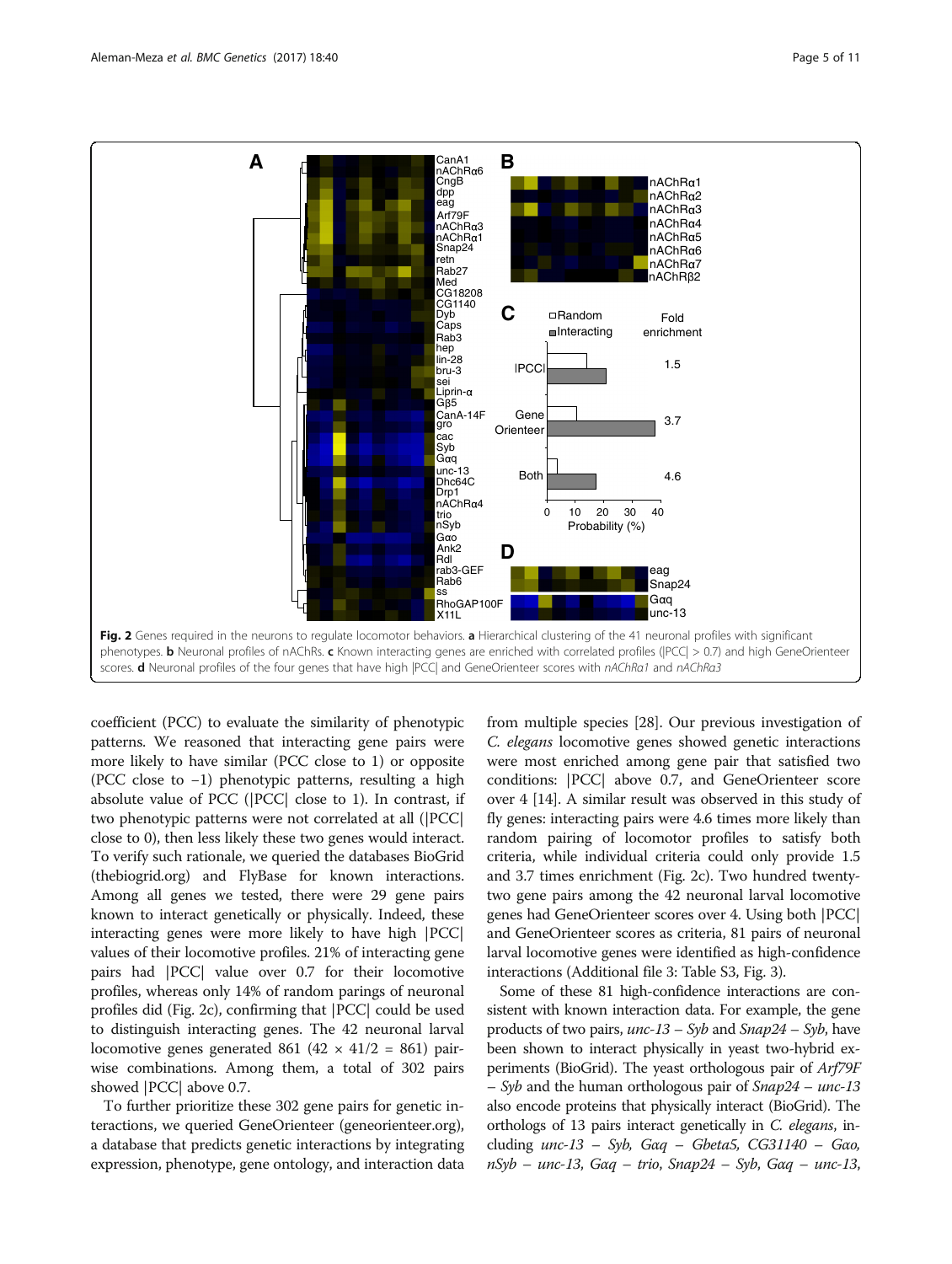Fig. 2 Genes required in the neurons to regulate locomotor behaviors. **a** Hierarchical clustering of the 41 neuronal profiles with significant phenotypes. **b** Neuronal profiles of nAChRs. **c** Known interacting genes are enriched with correlated profiles (|PCC| > 0.7) and high GeneOrienteer scores. **d** Neuronal profiles of the four genes that have high |PCC| and GeneOrienteer scores with *nAChRα1* and *nAChRα3*

coefficient (PCC) to evaluate the similarity of phenotypic patterns. We reasoned that interacting gene pairs were more likely to have similar (PCC close to 1) or opposite (PCC close to −1) phenotypic patterns, resulting a high absolute value of PCC (|PCC| close to 1). In contrast, if two phenotypic patterns were not correlated at all (|PCC| close to 0), then less likely these two genes would interact. To verify such rationale, we queried the databases BioGrid (thebiogrid.org) and FlyBase for known interactions. Among all genes we tested, there were 29 gene pairs known to interact genetically or physically. Indeed, these interacting genes were more likely to have high |PCC| values of their locomotive profiles. 21% of interacting gene pairs had |PCC| value over 0.7 for their locomotive profiles, whereas only 14% of random parings of neuronal profiles did (Fig. 2c), confirming that |PCC| could be used to distinguish interacting genes. The 42 neuronal larval locomotive genes generated 861 ($42 \times 41/2 = 861$) pairwise combinations. Among them, a total of 302 pairs showed |PCC| above 0.7.

To further prioritize these 302 gene pairs for genetic interactions, we queried GeneOrienteer (geneorienteer.org), a database that predicts genetic interactions by integrating expression, phenotype, gene ontology, and interaction data from multiple species [28]. Our previous investigation of *C. elegans* locomotive genes showed genetic interactions were most enriched among gene pair that satisfied two conditions: |PCC| above 0.7, and GeneOrienteer score over 4 [14]. A similar result was observed in this study of fly genes: interacting pairs were 4.6 times more likely than random pairing of locomotor profiles to satisfy both criteria, while individual criteria could only provide 1.5 and 3.7 times enrichment (Fig. 2c). Two hundred twenty-two gene pairs among the 42 neuronal larval locomotive genes had GeneOrienteer scores over 4. Using both |PCC| and GeneOrienteer scores as criteria, 81 pairs of neuronal larval locomotive genes were identified as high-confidence interactions (Additional file 3: Table S3, Fig. 3).

Some of these 81 high-confidence interactions are consistent with known interaction data. For example, the gene products of two pairs, *unc-13* – *Syb* and *Snap24* – *Syb*, have been shown to interact physically in yeast two-hybrid experiments (BioGrid). The yeast orthologous pair of *Arf79F* – *Syb* and the human orthologous pair of *Snap24* – *unc-13* also encode proteins that physically interact (BioGrid). The orthologs of 13 pairs interact genetically in *C. elegans*, including *unc-13* – *Syb*, *Gαq* – *Gbeta5*, *CG31140* – *Gαo*, *nSyb* – *unc-13*, *Gαq* – *trio*, *Snap24* – *Syb*, *Gαq* – *unc-13*,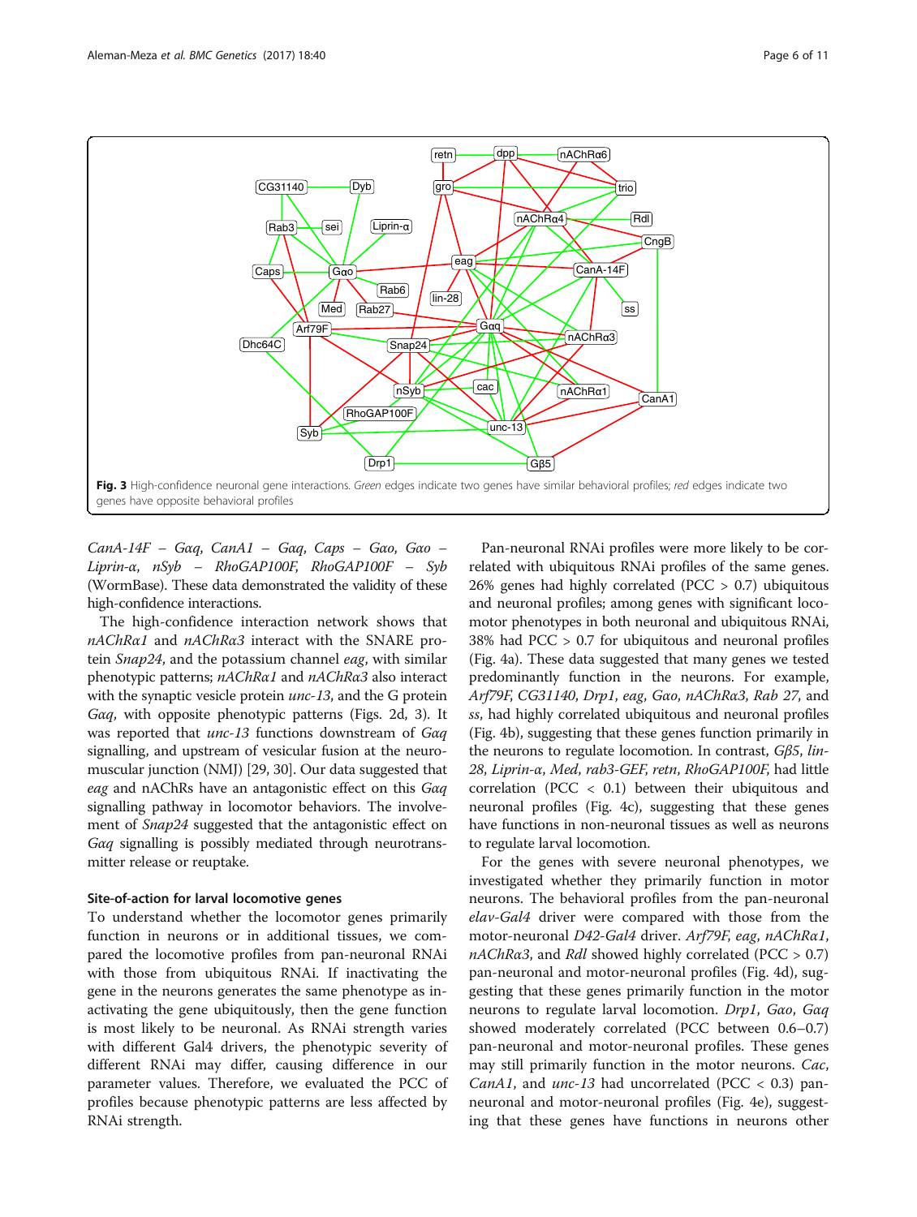**Fig. 3** High-confidence neuronal gene interactions. *Green* edges indicate two genes have similar behavioral profiles; *red* edges indicate two genes have opposite behavioral profiles

*CanA-14F* – *Gαq*, *CanA1* – *Gαq*, *Caps* – *Gαo*, *Gαo* – *Liprin-α*, *nSyb* – *RhoGAP100F*, *RhoGAP100F* – *Syb* (WormBase). These data demonstrated the validity of these high-confidence interactions.

The high-confidence interaction network shows that *nAChRα1* and *nAChRα3* interact with the SNARE protein *Snap24*, and the potassium channel *eag*, with similar phenotypic patterns; *nAChRα1* and *nAChRα3* also interact with the synaptic vesicle protein *unc-13*, and the G protein *Gαq*, with opposite phenotypic patterns (Figs. 2d, 3). It was reported that *unc-13* functions downstream of *Gαq* signalling, and upstream of vesicular fusion at the neuromuscular junction (NMJ) [29, 30]. Our data suggested that *eag* and nAChRs have an antagonistic effect on this *Gαq* signalling pathway in locomotor behaviors. The involvement of *Snap24* suggested that the antagonistic effect on *Gαq* signalling is possibly mediated through neurotransmitter release or reuptake.

### Site-of-action for larval locomotive genes

To understand whether the locomotor genes primarily function in neurons or in additional tissues, we compared the locomotive profiles from pan-neuronal RNAi with those from ubiquitous RNAi. If inactivating the gene in the neurons generates the same phenotype as inactivating the gene ubiquitously, then the gene function is most likely to be neuronal. As RNAi strength varies with different Gal4 drivers, the phenotypic severity of different RNAi may differ, causing difference in our parameter values. Therefore, we evaluated the PCC of profiles because phenotypic patterns are less affected by RNAi strength.

Pan-neuronal RNAi profiles were more likely to be correlated with ubiquitous RNAi profiles of the same genes. 26% genes had highly correlated (PCC > 0.7) ubiquitous and neuronal profiles; among genes with significant locomotor phenotypes in both neuronal and ubiquitous RNAi, 38% had PCC > 0.7 for ubiquitous and neuronal profiles (Fig. 4a). These data suggested that many genes we tested predominantly function in the neurons. For example, *Arf79F, CG31140, Drp1, eag, Gαo, nAChRα3, Rab 27*, and *ss*, had highly correlated ubiquitous and neuronal profiles (Fig. 4b), suggesting that these genes function primarily in the neurons to regulate locomotion. In contrast, *Gβ5, lin-28, Liprin-α, Med, rab3-GEF, retn, RhoGAP100F*, had little correlation (PCC < 0.1) between their ubiquitous and neuronal profiles (Fig. 4c), suggesting that these genes have functions in non-neuronal tissues as well as neurons to regulate larval locomotion.

For the genes with severe neuronal phenotypes, we investigated whether they primarily function in motor neurons. The behavioral profiles from the pan-neuronal *elav-Gal4* driver were compared with those from the motor-neuronal *D42-Gal4* driver. *Arf79F, eag, nAChRα1, nAChRα3*, and *Rdl* showed highly correlated (PCC > 0.7) pan-neuronal and motor-neuronal profiles (Fig. 4d), suggesting that these genes primarily function in the motor neurons to regulate larval locomotion. *Drp1, Gαo, Gαq* showed moderately correlated (PCC between 0.6–0.7) pan-neuronal and motor-neuronal profiles. These genes may still primarily function in the motor neurons. *Cac, CanA1*, and *unc-13* had uncorrelated (PCC < 0.3) pan-neuronal and motor-neuronal profiles (Fig. 4e), suggesting that these genes have functions in neurons other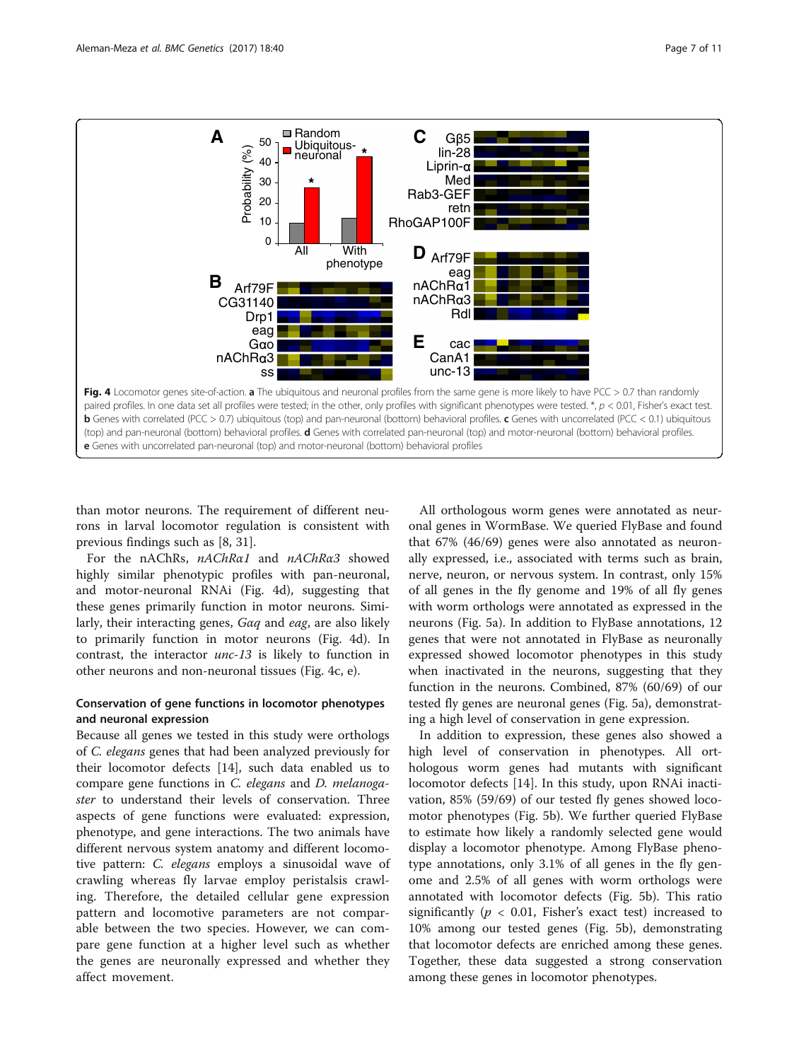**Fig. 4** Locomotor genes site-of-action. **a** The ubiquitous and neuronal profiles from the same gene is more likely to have PCC > 0.7 than randomly paired profiles. In one data set all profiles were tested; in the other, only profiles with significant phenotypes were tested. *, $p < 0.01$, Fisher's exact test. **b** Genes with correlated (PCC > 0.7) ubiquitous (top) and pan-neuronal (bottom) behavioral profiles. **c** Genes with uncorrelated (PCC < 0.1) ubiquitous (top) and pan-neuronal (bottom) behavioral profiles. **d** Genes with correlated pan-neuronal (top) and motor-neuronal (bottom) behavioral profiles. **e** Genes with uncorrelated pan-neuronal (top) and motor-neuronal (bottom) behavioral profiles

than motor neurons. The requirement of different neurons in larval locomotor regulation is consistent with previous findings such as [8, 31].

For the nAChRs, *nAChRα1* and *nAChRα3* showed highly similar phenotypic profiles with pan-neuronal, and motor-neuronal RNAi (Fig. 4d), suggesting that these genes primarily function in motor neurons. Similarly, their interacting genes, *Gαq* and *eag*, are also likely to primarily function in motor neurons (Fig. 4d). In contrast, the interactor *unc-13* is likely to function in other neurons and non-neuronal tissues (Fig. 4c, e).

### Conservation of gene functions in locomotor phenotypes and neuronal expression

Because all genes we tested in this study were orthologs of *C. elegans* genes that had been analyzed previously for their locomotor defects [14], such data enabled us to compare gene functions in *C. elegans* and *D. melanogaster* to understand their levels of conservation. Three aspects of gene functions were evaluated: expression, phenotype, and gene interactions. The two animals have different nervous system anatomy and different locomotive pattern: *C. elegans* employs a sinusoidal wave of crawling whereas fly larvae employ peristalsis crawling. Therefore, the detailed cellular gene expression pattern and locomotive parameters are not comparable between the two species. However, we can compare gene function at a higher level such as whether the genes are neuronally expressed and whether they affect movement.

All orthologous worm genes were annotated as neuronal genes in WormBase. We queried FlyBase and found that 67% (46/69) genes were also annotated as neuronally expressed, i.e., associated with terms such as brain, nerve, neuron, or nervous system. In contrast, only 15% of all genes in the fly genome and 19% of all fly genes with worm orthologs were annotated as expressed in the neurons (Fig. 5a). In addition to FlyBase annotations, 12 genes that were not annotated in FlyBase as neuronally expressed showed locomotor phenotypes in this study when inactivated in the neurons, suggesting that they function in the neurons. Combined, 87% (60/69) of our tested fly genes are neuronal genes (Fig. 5a), demonstrating a high level of conservation in gene expression.

In addition to expression, these genes also showed a high level of conservation in phenotypes. All orthologous worm genes had mutants with significant locomotor defects [14]. In this study, upon RNAi inactivation, 85% (59/69) of our tested fly genes showed locomotor phenotypes (Fig. 5b). We further queried FlyBase to estimate how likely a randomly selected gene would display a locomotor phenotype. Among FlyBase phenotype annotations, only 3.1% of all genes in the fly genome and 2.5% of all genes with worm orthologs were annotated with locomotor defects (Fig. 5b). This ratio significantly ($p < 0.01$, Fisher's exact test) increased to 10% among our tested genes (Fig. 5b), demonstrating that locomotor defects are enriched among these genes. Together, these data suggested a strong conservation among these genes in locomotor phenotypes.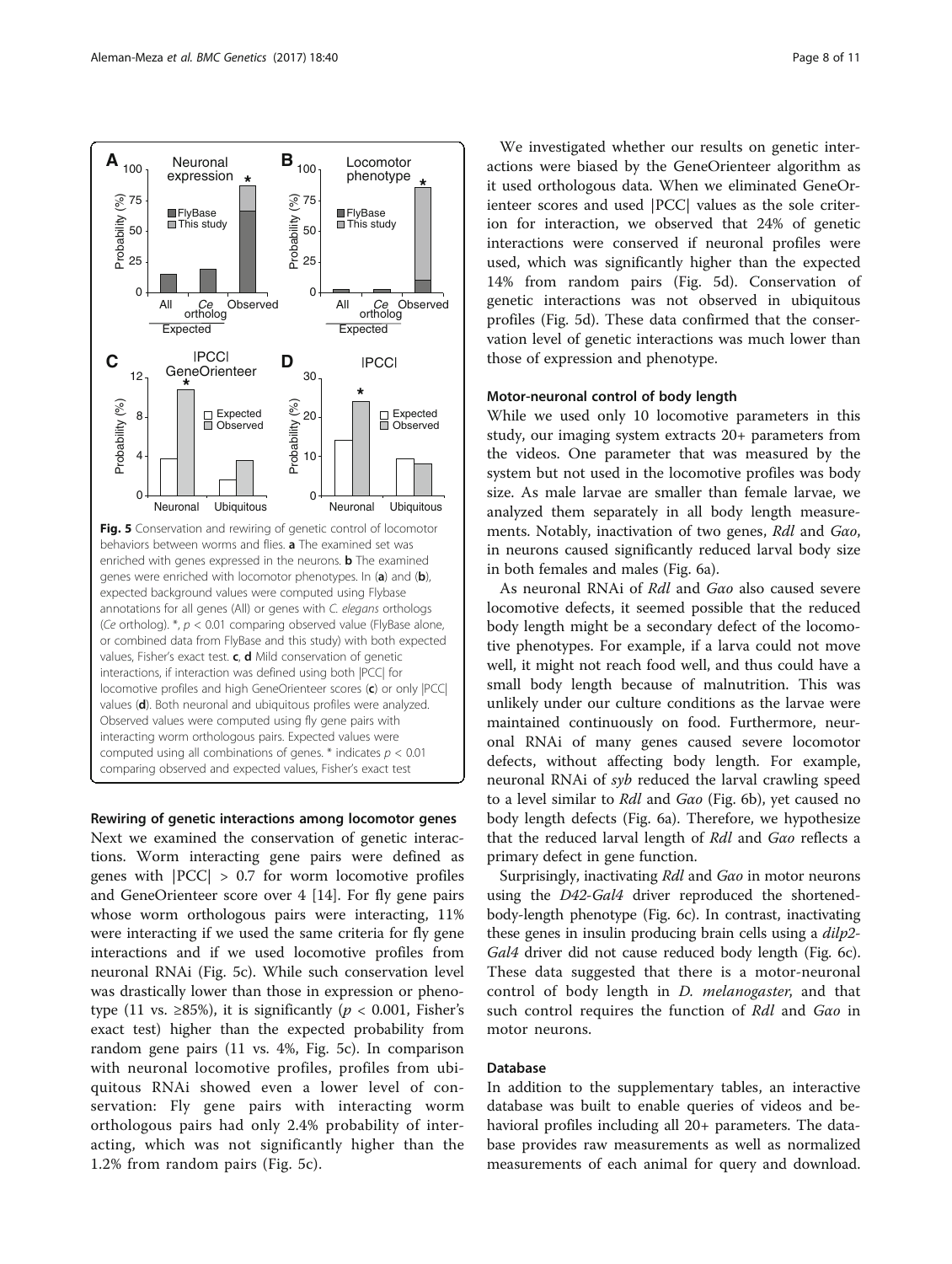Fig. 5 Conservation and rewiring of genetic control of locomotor behaviors between worms and flies. **a** The examined set was enriched with genes expressed in the neurons. **b** The examined genes were enriched with locomotor phenotypes. In (**a**) and (**b**), expected background values were computed using Flybase annotations for all genes (All) or genes with *C. elegans* orthologs (*Ce* ortholog). *, $p < 0.01$ comparing observed value (FlyBase alone, or combined data from FlyBase and this study) with both expected values, Fisher's exact test. **c**, **d** Mild conservation of genetic interactions, if interaction was defined using both |PCC| for locomotive profiles and high GeneOrienteer scores (**c**) or only |PCC| values (**d**). Both neuronal and ubiquitous profiles were analyzed. Observed values were computed using fly gene pairs with interacting worm orthologous pairs. Expected values were computed using all combinations of genes. * indicates $p < 0.01$ comparing observed and expected values, Fisher's exact test

### Rewiring of genetic interactions among locomotor genes

Next we examined the conservation of genetic interactions. Worm interacting gene pairs were defined as genes with $|PCC| > 0.7$ for worm locomotive profiles and GeneOrienteer score over 4 [14]. For fly gene pairs whose worm orthologous pairs were interacting, 11% were interacting if we used the same criteria for fly gene interactions and if we used locomotive profiles from neuronal RNAi (Fig. 5c). While such conservation level was drastically lower than those in expression or phenotype (11 vs. ≥85%), it is significantly ($p < 0.001$, Fisher's exact test) higher than the expected probability from random gene pairs (11 vs. 4%, Fig. 5c). In comparison with neuronal locomotive profiles, profiles from ubiquitous RNAi showed even a lower level of conservation: Fly gene pairs with interacting worm orthologous pairs had only 2.4% probability of interacting, which was not significantly higher than the 1.2% from random pairs (Fig. 5c).

We investigated whether our results on genetic interactions were biased by the GeneOrienteer algorithm as it used orthologous data. When we eliminated GeneOrienteer scores and used |PCC| values as the sole criterion for interaction, we observed that 24% of genetic interactions were conserved if neuronal profiles were used, which was significantly higher than the expected 14% from random pairs (Fig. 5d). Conservation of genetic interactions was not observed in ubiquitous profiles (Fig. 5d). These data confirmed that the conservation level of genetic interactions was much lower than those of expression and phenotype.

### Motor-neuronal control of body length

While we used only 10 locomotive parameters in this study, our imaging system extracts 20+ parameters from the videos. One parameter that was measured by the system but not used in the locomotive profiles was body size. As male larvae are smaller than female larvae, we analyzed them separately in all body length measurements. Notably, inactivation of two genes, *Rdl* and *Gαo*, in neurons caused significantly reduced larval body size in both females and males (Fig. 6a).

As neuronal RNAi of *Rdl* and *Gαo* also caused severe locomotive defects, it seemed possible that the reduced body length might be a secondary defect of the locomotive phenotypes. For example, if a larva could not move well, it might not reach food well, and thus could have a small body length because of malnutrition. This was unlikely under our culture conditions as the larvae were maintained continuously on food. Furthermore, neuronal RNAi of many genes caused severe locomotor defects, without affecting body length. For example, neuronal RNAi of *syb* reduced the larval crawling speed to a level similar to *Rdl* and *Gαo* (Fig. 6b), yet caused no body length defects (Fig. 6a). Therefore, we hypothesize that the reduced larval length of *Rdl* and *Gαo* reflects a primary defect in gene function.

Surprisingly, inactivating *Rdl* and *Gαo* in motor neurons using the *D42-Gal4* driver reproduced the shortened-body-length phenotype (Fig. 6c). In contrast, inactivating these genes in insulin producing brain cells using a *dilp2-Gal4* driver did not cause reduced body length (Fig. 6c). These data suggested that there is a motor-neuronal control of body length in *D. melanogaster*, and that such control requires the function of *Rdl* and *Gαo* in motor neurons.

### Database

In addition to the supplementary tables, an interactive database was built to enable queries of videos and behavioral profiles including all 20+ parameters. The database provides raw measurements as well as normalized measurements of each animal for query and download.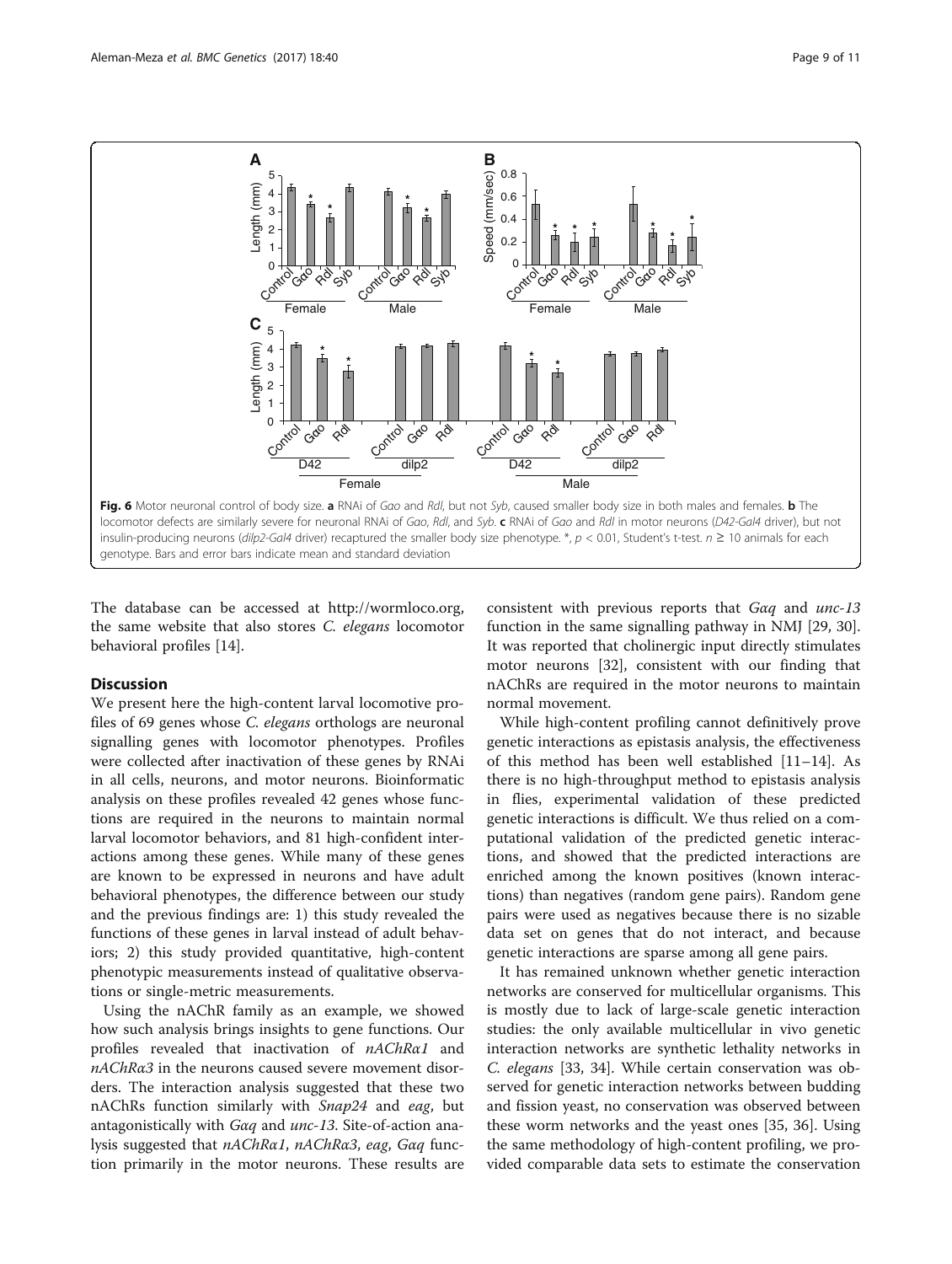**Fig. 6** Motor neuronal control of body size. **a** RNAi of *Gαo* and *Rdl*, but not *Syb*, caused smaller body size in both males and females. **b** The locomotor defects are similarly severe for neuronal RNAi of *Gαo*, *Rdl*, and *Syb*. **c** RNAi of *Gαo* and *Rdl* in motor neurons (*D42-Gal4* driver), but not insulin-producing neurons (*dilp2-Gal4* driver) recaptured the smaller body size phenotype. *, $p < 0.01$, Student's t-test. $n \geq 10$ animals for each genotype. Bars and error bars indicate mean and standard deviation

The database can be accessed at http://wormloco.org, the same website that also stores *C. elegans* locomotor behavioral profiles [14].

## Discussion

We present here the high-content larval locomotive profiles of 69 genes whose *C. elegans* orthologs are neuronal signalling genes with locomotor phenotypes. Profiles were collected after inactivation of these genes by RNAi in all cells, neurons, and motor neurons. Bioinformatic analysis on these profiles revealed 42 genes whose functions are required in the neurons to maintain normal larval locomotor behaviors, and 81 high-confident interactions among these genes. While many of these genes are known to be expressed in neurons and have adult behavioral phenotypes, the difference between our study and the previous findings are: 1) this study revealed the functions of these genes in larval instead of adult behaviors; 2) this study provided quantitative, high-content phenotypic measurements instead of qualitative observations or single-metric measurements.

Using the nAChR family as an example, we showed how such analysis brings insights to gene functions. Our profiles revealed that inactivation of *nAChRα1* and *nAChRα3* in the neurons caused severe movement disorders. The interaction analysis suggested that these two nAChRs function similarly with *Snap24* and *eag*, but antagonistically with *Gαq* and *unc-13*. Site-of-action analysis suggested that *nAChRα1*, *nAChRα3*, *eag*, *Gαq* function primarily in the motor neurons. These results are consistent with previous reports that *Gαq* and *unc-13* function in the same signalling pathway in NMJ [29, 30]. It was reported that cholinergic input directly stimulates motor neurons [32], consistent with our finding that nAChRs are required in the motor neurons to maintain normal movement.

While high-content profiling cannot definitively prove genetic interactions as epistasis analysis, the effectiveness of this method has been well established [11–14]. As there is no high-throughput method to epistasis analysis in flies, experimental validation of these predicted genetic interactions is difficult. We thus relied on a computational validation of the predicted genetic interactions, and showed that the predicted interactions are enriched among the known positives (known interactions) than negatives (random gene pairs). Random gene pairs were used as negatives because there is no sizable data set on genes that do not interact, and because genetic interactions are sparse among all gene pairs.

It has remained unknown whether genetic interaction networks are conserved for multicellular organisms. This is mostly due to lack of large-scale genetic interaction studies: the only available multicellular in vivo genetic interaction networks are synthetic lethality networks in *C. elegans* [33, 34]. While certain conservation was observed for genetic interaction networks between budding and fission yeast, no conservation was observed between these worm networks and the yeast ones [35, 36]. Using the same methodology of high-content profiling, we provided comparable data sets to estimate the conservation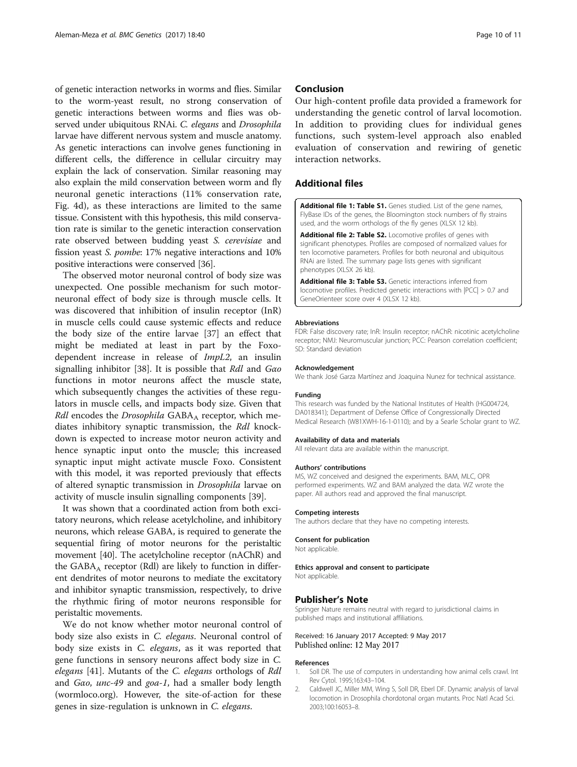of genetic interaction networks in worms and flies. Similar to the worm-yeast result, no strong conservation of genetic interactions between worms and flies was observed under ubiquitous RNAi. *C. elegans* and *Drosophila* larvae have different nervous system and muscle anatomy. As genetic interactions can involve genes functioning in different cells, the difference in cellular circuitry may explain the lack of conservation. Similar reasoning may also explain the mild conservation between worm and fly neuronal genetic interactions (11% conservation rate, Fig. 4d), as these interactions are limited to the same tissue. Consistent with this hypothesis, this mild conservation rate is similar to the genetic interaction conservation rate observed between budding yeast *S. cerevisiae* and fission yeast *S. pombe*: 17% negative interactions and 10% positive interactions were conserved [36].

The observed motor neuronal control of body size was unexpected. One possible mechanism for such motor-neuronal effect of body size is through muscle cells. It was discovered that inhibition of insulin receptor (InR) in muscle cells could cause systemic effects and reduce the body size of the entire larvae [37] an effect that might be mediated at least in part by the Foxo-dependent increase in release of *ImpL2*, an insulin signalling inhibitor [38]. It is possible that *Rdl* and *Gαo* functions in motor neurons affect the muscle state, which subsequently changes the activities of these regulators in muscle cells, and impacts body size. Given that *Rdl* encodes the *Drosophila* $GABA_A$ receptor, which mediates inhibitory synaptic transmission, the *Rdl* knockdown is expected to increase motor neuron activity and hence synaptic input onto the muscle; this increased synaptic input might activate muscle Foxo. Consistent with this model, it was reported previously that effects of altered synaptic transmission in *Drosophila* larvae on activity of muscle insulin signalling components [39].

It was shown that a coordinated action from both excitatory neurons, which release acetylcholine, and inhibitory neurons, which release GABA, is required to generate the sequential firing of motor neurons for the peristaltic movement [40]. The acetylcholine receptor (nAChR) and the $GABA_A$ receptor (Rdl) are likely to function in different dendrites of motor neurons to mediate the excitatory and inhibitor synaptic transmission, respectively, to drive the rhythmic firing of motor neurons responsible for peristaltic movements.

We do not know whether motor neuronal control of body size also exists in *C. elegans*. Neuronal control of body size exists in *C. elegans*, as it was reported that gene functions in sensory neurons affect body size in *C. elegans* [41]. Mutants of the *C. elegans* orthologs of *Rdl* and *Gαo*, *unc-49* and *goa-1*, had a smaller body length (wormloco.org). However, the site-of-action for these genes in size-regulation is unknown in *C. elegans*.

## Conclusion

Our high-content profile data provided a framework for understanding the genetic control of larval locomotion. In addition to providing clues for individual genes functions, such system-level approach also enabled evaluation of conservation and rewiring of genetic interaction networks.

## Additional files

**Additional file 1: Table S1.** Genes studied. List of the gene names, FlyBase IDs of the genes, the Bloomington stock numbers of fly strains used, and the worm orthologs of the fly genes (XLSX 12 kb).

**Additional file 2: Table S2.** Locomotive profiles of genes with significant phenotypes. Profiles are composed of normalized values for ten locomotive parameters. Profiles for both neuronal and ubiquitous RNAi are listed. The summary page lists genes with significant phenotypes (XLSX 26 kb).

**Additional file 3: Table S3.** Genetic interactions inferred from locomotive profiles. Predicted genetic interactions with |PCC| > 0.7 and GeneOrienteer score over 4 (XLSX 12 kb).

#### Abbreviations
FDR: False discovery rate; InR: Insulin receptor; nAChR: nicotinic acetylcholine receptor; NMJ: Neuromuscular junction; PCC: Pearson correlation coefficient; SD: Standard deviation

#### Acknowledgement
We thank José Garza Martínez and Joaquina Nunez for technical assistance.

#### Funding
This research was funded by the National Institutes of Health (HG004724, DA018341); Department of Defense Office of Congressionally Directed Medical Research (W81XWH-16-1-0110); and by a Searle Scholar grant to WZ.

#### Availability of data and materials
All relevant data are available within the manuscript.

#### Authors' contributions
MS, WZ conceived and designed the experiments. BAM, MLC, OPR performed experiments. WZ and BAM analyzed the data. WZ wrote the paper. All authors read and approved the final manuscript.

#### Competing interests
The authors declare that they have no competing interests.

#### Consent for publication
Not applicable.

#### Ethics approval and consent to participate
Not applicable.

## Publisher's Note

Springer Nature remains neutral with regard to jurisdictional claims in published maps and institutional affiliations.

Received: 16 January 2017 Accepted: 9 May 2017
Published online: 12 May 2017

#### References

1. Soll DR. The use of computers in understanding how animal cells crawl. Int Rev Cytol. 1995;163:43–104.
2. Caldwell JC, Miller MM, Wing S, Soll DR, Eberl DF. Dynamic analysis of larval locomotion in Drosophila chordotonal organ mutants. Proc Natl Acad Sci. 2003;100:16053–8.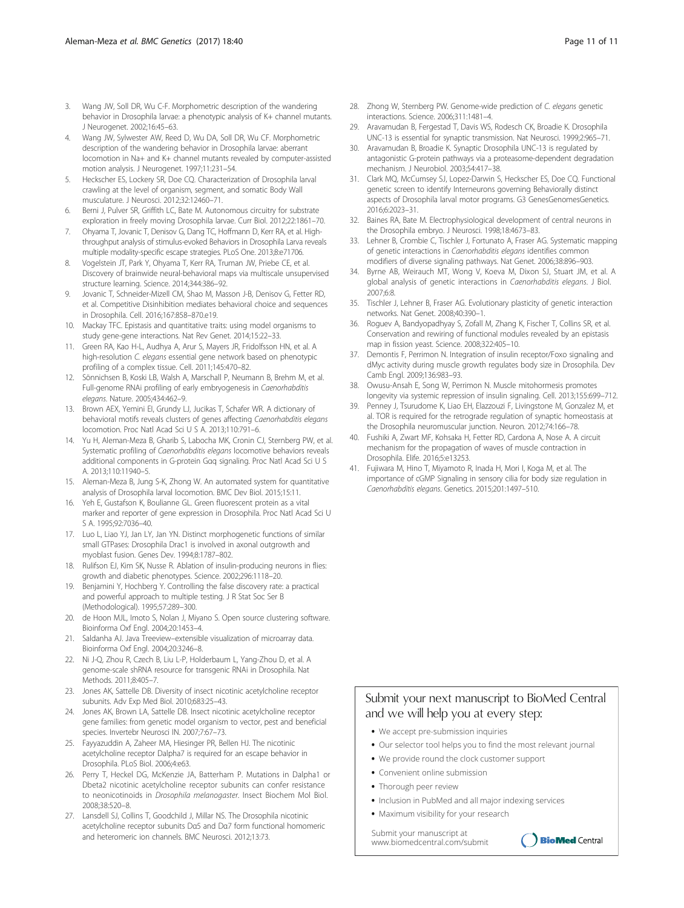3. Wang JW, Soll DR, Wu C-F. Morphometric description of the wandering behavior in Drosophila larvae: a phenotypic analysis of K+ channel mutants. J Neurogenet. 2002;16:45–63.
4. Wang JW, Sylwester AW, Reed D, Wu DA, Soll DR, Wu CF. Morphometric description of the wandering behavior in Drosophila larvae: aberrant locomotion in Na+ and K+ channel mutants revealed by computer-assisted motion analysis. J Neurogenet. 1997;11:231–54.
5. Heckscher ES, Lockery SR, Doe CQ. Characterization of Drosophila larval crawling at the level of organism, segment, and somatic Body Wall musculature. J Neurosci. 2012;32:12460–71.
6. Berni J, Pulver SR, Griffith LC, Bate M. Autonomous circuitry for substrate exploration in freely moving Drosophila larvae. Curr Biol. 2012;22:1861–70.
7. Ohyama T, Jovanic T, Denisov G, Dang TC, Hoffmann D, Kerr RA, et al. High-throughput analysis of stimulus-evoked Behaviors in Drosophila Larva reveals multiple modality-specific escape strategies. PLoS One. 2013;8:e71706.
8. Vogelstein JT, Park Y, Ohyama T, Kerr RA, Truman JW, Priebe CE, et al. Discovery of brainwide neural-behavioral maps via multiscale unsupervised structure learning. Science. 2014;344:386–92.
9. Jovanic T, Schneider-Mizell CM, Shao M, Masson J-B, Denisov G, Fetter RD, et al. Competitive Disinhibition mediates behavioral choice and sequences in Drosophila. Cell. 2016;167:858–870.e19.
10. Mackay TFC. Epistasis and quantitative traits: using model organisms to study gene-gene interactions. Nat Rev Genet. 2014;15:22–33.
11. Green RA, Kao H-L, Audhya A, Arur S, Mayers JR, Fridolfsson HN, et al. A high-resolution *C. elegans* essential gene network based on phenotypic profiling of a complex tissue. Cell. 2011;145:470–82.
12. Sönnichsen B, Koski LB, Walsh A, Marschall P, Neumann B, Brehm M, et al. Full-genome RNAi profiling of early embryogenesis in *Caenorhabditis elegans*. Nature. 2005;434:462–9.
13. Brown AEX, Yemini EI, Grundy LJ, Jucikas T, Schafer WR. A dictionary of behavioral motifs reveals clusters of genes affecting *Caenorhabditis elegans* locomotion. Proc Natl Acad Sci U S A. 2013;110:791–6.
14. Yu H, Aleman-Meza B, Gharib S, Labocha MK, Cronin CJ, Sternberg PW, et al. Systematic profiling of *Caenorhabditis elegans* locomotive behaviors reveals additional components in G-protein Gαq signaling. Proc Natl Acad Sci U S A. 2013;110:11940–5.
15. Aleman-Meza B, Jung S-K, Zhong W. An automated system for quantitative analysis of Drosophila larval locomotion. BMC Dev Biol. 2015;15:11.
16. Yeh E, Gustafson K, Boulianne GL. Green fluorescent protein as a vital marker and reporter of gene expression in Drosophila. Proc Natl Acad Sci U S A. 1995;92:7036–40.
17. Luo L, Liao YJ, Jan LY, Jan YN. Distinct morphogenetic functions of similar small GTPases: Drosophila Drac1 is involved in axonal outgrowth and myoblast fusion. Genes Dev. 1994;8:1787–802.
18. Rulifson EJ, Kim SK, Nusse R. Ablation of insulin-producing neurons in flies: growth and diabetic phenotypes. Science. 2002;296:1118–20.
19. Benjamini Y, Hochberg Y. Controlling the false discovery rate: a practical and powerful approach to multiple testing. J R Stat Soc Ser B (Methodological). 1995;57:289–300.
20. de Hoon MJL, Imoto S, Nolan J, Miyano S. Open source clustering software. Bioinforma Oxf Engl. 2004;20:1453–4.
21. Saldanha AJ. Java Treeview–extensible visualization of microarray data. Bioinforma Oxf Engl. 2004;20:3246–8.
22. Ni J-Q, Zhou R, Czech B, Liu L-P, Holderbaum L, Yang-Zhou D, et al. A genome-scale shRNA resource for transgenic RNAi in Drosophila. Nat Methods. 2011;8:405–7.
23. Jones AK, Sattelle DB. Diversity of insect nicotinic acetylcholine receptor subunits. Adv Exp Med Biol. 2010;683:25–43.
24. Jones AK, Brown LA, Sattelle DB. Insect nicotinic acetylcholine receptor gene families: from genetic model organism to vector, pest and beneficial species. Invertebr Neurosci IN. 2007;7:67–73.
25. Fayyazuddin A, Zaheer MA, Hiesinger PR, Bellen HJ. The nicotinic acetylcholine receptor Dalpha7 is required for an escape behavior in Drosophila. PLoS Biol. 2006;4:e63.
26. Perry T, Heckel DG, McKenzie JA, Batterham P. Mutations in Dalpha1 or Dbeta2 nicotinic acetylcholine receptor subunits can confer resistance to neonicotinoids in *Drosophila melanogaster*. Insect Biochem Mol Biol. 2008;38:520–8.
27. Lansdell SJ, Collins T, Goodchild J, Millar NS. The Drosophila nicotinic acetylcholine receptor subunits Dα5 and Dα7 form functional homomeric and heteromeric ion channels. BMC Neurosci. 2012;13:73.
28. Zhong W, Sternberg PW. Genome-wide prediction of *C. elegans* genetic interactions. Science. 2006;311:1481–4.
29. Aravamudan B, Fergestad T, Davis WS, Rodesch CK, Broadie K. Drosophila UNC-13 is essential for synaptic transmission. Nat Neurosci. 1999;2:965–71.
30. Aravamudan B, Broadie K. Synaptic Drosophila UNC-13 is regulated by antagonistic G-protein pathways via a proteasome-dependent degradation mechanism. J Neurobiol. 2003;54:417–38.
31. Clark MQ, McCumsey SJ, Lopez-Darwin S, Heckscher ES, Doe CQ. Functional genetic screen to identify Interneurons governing Behaviorally distinct aspects of Drosophila larval motor programs. G3 GenesGenomesGenetics. 2016;6:2023–31.
32. Baines RA, Bate M. Electrophysiological development of central neurons in the Drosophila embryo. J Neurosci. 1998;18:4673–83.
33. Lehner B, Crombie C, Tischler J, Fortunato A, Fraser AG. Systematic mapping of genetic interactions in *Caenorhabditis elegans* identifies common modifiers of diverse signaling pathways. Nat Genet. 2006;38:896–903.
34. Byrne AB, Weirauch MT, Wong V, Koeva M, Dixon SJ, Stuart JM, et al. A global analysis of genetic interactions in *Caenorhabditis elegans*. J Biol. 2007;6:8.
35. Tischler J, Lehner B, Fraser AG. Evolutionary plasticity of genetic interaction networks. Nat Genet. 2008;40:390–1.
36. Roguev A, Bandyopadhyay S, Zofall M, Zhang K, Fischer T, Collins SR, et al. Conservation and rewiring of functional modules revealed by an epistasis map in fission yeast. Science. 2008;322:405–10.
37. Demontis F, Perrimon N. Integration of insulin receptor/Foxo signaling and dMyc activity during muscle growth regulates body size in Drosophila. Dev Camb Engl. 2009;136:983–93.
38. Owusu-Ansah E, Song W, Perrimon N. Muscle mitohormesis promotes longevity via systemic repression of insulin signaling. Cell. 2013;155:699–712.
39. Penney J, Tsurudome K, Liao EH, Elazzouzi F, Livingstone M, Gonzalez M, et al. TOR is required for the retrograde regulation of synaptic homeostasis at the Drosophila neuromuscular junction. Neuron. 2012;74:166–78.
40. Fushiki A, Zwart MF, Kohsaka H, Fetter RD, Cardona A, Nose A. A circuit mechanism for the propagation of waves of muscle contraction in Drosophila. Elife. 2016;5:e13253.
41. Fujiwara M, Hino T, Miyamoto R, Inada H, Mori I, Koga M, et al. The importance of cGMP Signaling in sensory cilia for body size regulation in *Caenorhabditis elegans*. Genetics. 2015;201:1497–510.

Submit your next manuscript to BioMed Central and we will help you at every step:

- We accept pre-submission inquiries
- Our selector tool helps you to find the most relevant journal
- We provide round the clock customer support
- Convenient online submission
- Thorough peer review
- Inclusion in PubMed and all major indexing services
- Maximum visibility for your research

Submit your manuscript at www.biomedcentral.com/submit

BioMed Central